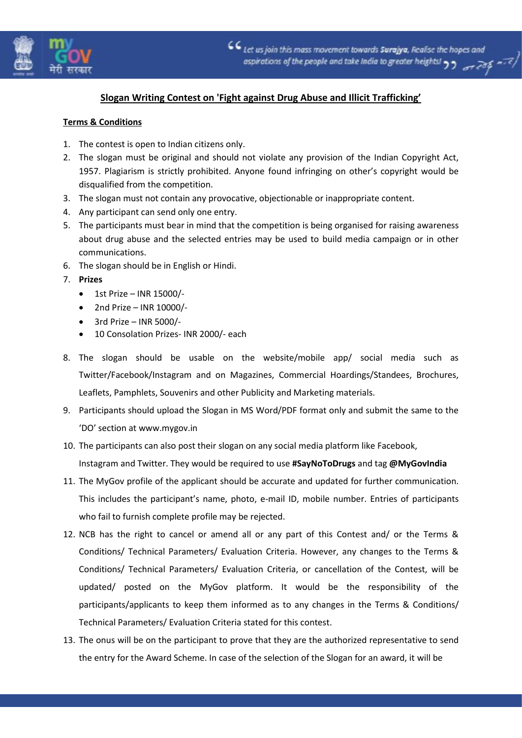## Slogan Writing Contest on 'Fight against Drug Abuse and Illicit Trafficking'

**Terms & Conditions**

1. The contest is open to Indian citizens only.
2. The slogan must be original and should not violate any provision of the Indian Copyright Act, 1957. Plagiarism is strictly prohibited. Anyone found infringing on other's copyright would be disqualified from the competition.
3. The slogan must not contain any provocative, objectionable or inappropriate content.
4. Any participant can send only one entry.
5. The participants must bear in mind that the competition is being organised for raising awareness about drug abuse and the selected entries may be used to build media campaign or in other communications.
6. The slogan should be in English or Hindi.
7. **Prizes**
   - 1st Prize – INR 15000/-
   - 2nd Prize – INR 10000/-
   - 3rd Prize – INR 5000/-
   - 10 Consolation Prizes- INR 2000/- each
8. The slogan should be usable on the website/mobile app/ social media such as Twitter/Facebook/Instagram and on Magazines, Commercial Hoardings/Standees, Brochures, Leaflets, Pamphlets, Souvenirs and other Publicity and Marketing materials.
9. Participants should upload the Slogan in MS Word/PDF format only and submit the same to the 'DO' section at www.mygov.in
10. The participants can also post their slogan on any social media platform like Facebook, Instagram and Twitter. They would be required to use **#SayNoToDrugs** and tag **@MyGovIndia**
11. The MyGov profile of the applicant should be accurate and updated for further communication. This includes the participant's name, photo, e-mail ID, mobile number. Entries of participants who fail to furnish complete profile may be rejected.
12. NCB has the right to cancel or amend all or any part of this Contest and/ or the Terms & Conditions/ Technical Parameters/ Evaluation Criteria. However, any changes to the Terms & Conditions/ Technical Parameters/ Evaluation Criteria, or cancellation of the Contest, will be updated/ posted on the MyGov platform. It would be the responsibility of the participants/applicants to keep them informed as to any changes in the Terms & Conditions/ Technical Parameters/ Evaluation Criteria stated for this contest.
13. The onus will be on the participant to prove that they are the authorized representative to send the entry for the Award Scheme. In case of the selection of the Slogan for an award, it will be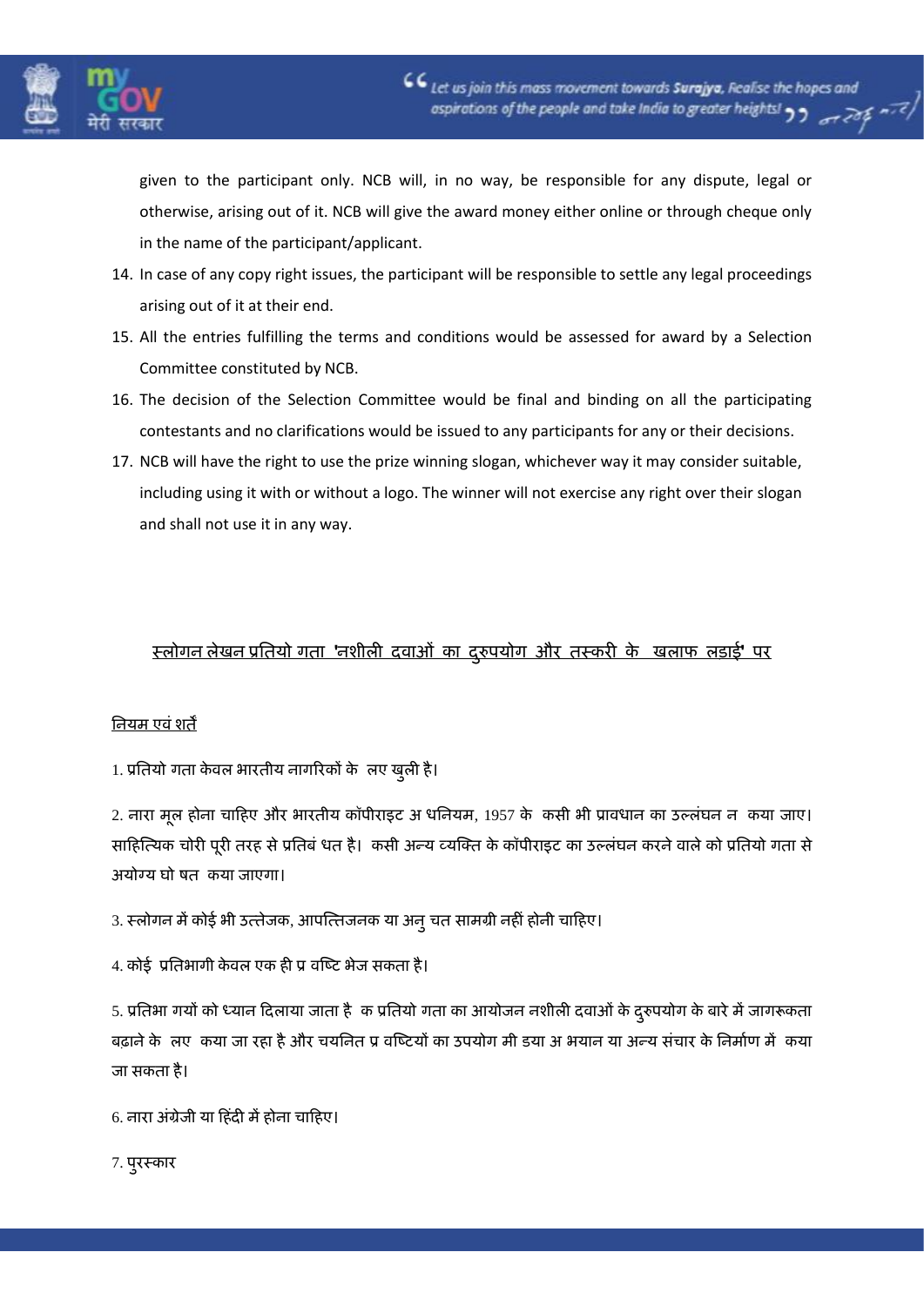given to the participant only. NCB will, in no way, be responsible for any dispute, legal or otherwise, arising out of it. NCB will give the award money either online or through cheque only in the name of the participant/applicant.

14. In case of any copy right issues, the participant will be responsible to settle any legal proceedings arising out of it at their end.
15. All the entries fulfilling the terms and conditions would be assessed for award by a Selection Committee constituted by NCB.
16. The decision of the Selection Committee would be final and binding on all the participating contestants and no clarifications would be issued to any participants for any or their decisions.
17. NCB will have the right to use the prize winning slogan, whichever way it may consider suitable, including using it with or without a logo. The winner will not exercise any right over their slogan and shall not use it in any way.

## स्लोगन लेखन प्रतियो गता 'नशीली दवाओं का दुरुपयोग और तस्करी के खलाफ लड़ाई' पर

नियम एवं शर्तें

1. प्रतियो गता केवल भारतीय नागरिकों के लए खुली है।

2. नारा मूल होना चाहिए और भारतीय कॉपीराइट अ धनियम, 1957 के कसी भी प्रावधान का उल्लंघन न कया जाए। साहित्यिक चोरी पूरी तरह से प्रतिबं धत है। कसी अन्य व्यक्ति के कॉपीराइट का उल्लंघन करने वाले को प्रतियो गता से अयोग्य घो षत कया जाएगा।

3. स्लोगन में कोई भी उत्तेजक, आपत्तिजनक या अनु चत सामग्री नहीं होनी चाहिए।

4. कोई प्रतिभागी केवल एक ही प्र विष्ट भेज सकता है।

5. प्रतिभा गयों को ध्यान दिलाया जाता है क प्रतियो गता का आयोजन नशीली दवाओं के दुरुपयोग के बारे में जागरूकता बढ़ाने के लए कया जा रहा है और चयनित प्र विष्टियों का उपयोग मी डया अ भयान या अन्य संचार के निर्माण में कया जा सकता है।

6. नारा अंग्रेजी या हिंदी में होना चाहिए।

7. पुरस्कार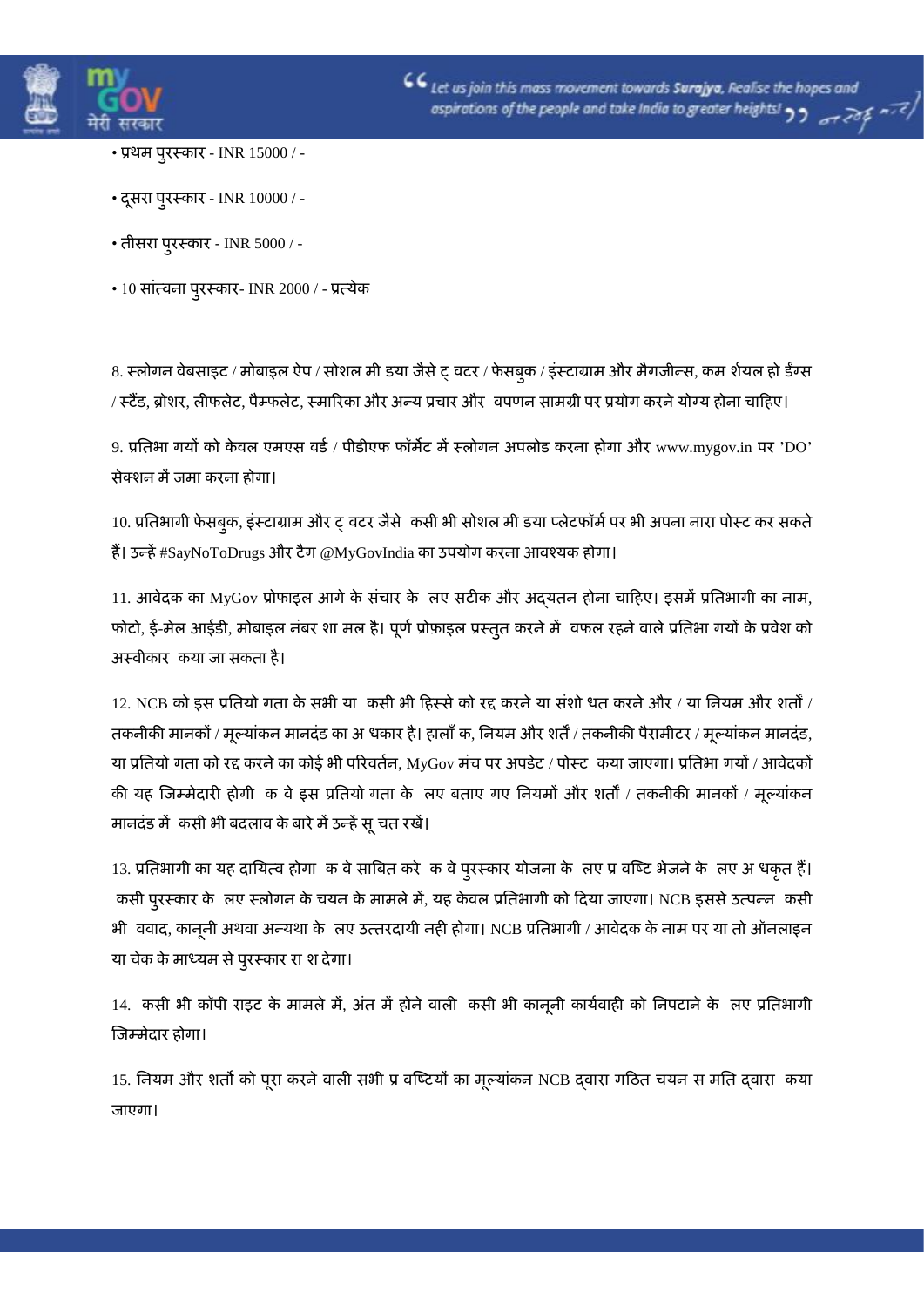• प्रथम पुरस्कार - INR 15000 / -

• दूसरा पुरस्कार - INR 10000 / -

• तीसरा पुरस्कार - INR 5000 / -

• 10 सांत्वना पुरस्कार- INR 2000 / - प्रत्येक

8. स्लोगन वेबसाइट / मोबाइल ऐप / सोशल मी डया जैसे ट् वटर / फेसबुक / इंस्टाग्राम और मैगजीन्स, कम र्शयल हो र्डंग्स / स्टैंड, ब्रोशर, लीफलेट, पैम्फलेट, स्मारिका और अन्य प्रचार और वपणन सामग्री पर प्रयोग करने योग्य होना चाहिए।

9. प्रतिभा गयों को केवल एमएस वर्ड / पीडीएफ फॉर्मेट में स्लोगन अपलोड करना होगा और www.mygov.in पर 'DO' सेक्शन में जमा करना होगा।

10. प्रतिभागी फेसबुक, इंस्टाग्राम और ट् वटर जैसे कसी भी सोशल मी डया प्लेटफॉर्म पर भी अपना नारा पोस्ट कर सकते हैं। उन्हें #SayNoToDrugs और टैग @MyGovIndia का उपयोग करना आवश्यक होगा।

11. आवेदक का MyGov प्रोफाइल आगे के संचार के लए सटीक और अद्यतन होना चाहिए। इसमें प्रतिभागी का नाम, फोटो, ई-मेल आईडी, मोबाइल नंबर शा मल है। पूर्ण प्रोफ़ाइल प्रस्तुत करने में वफल रहने वाले प्रतिभा गयों के प्रवेश को अस्वीकार कया जा सकता है।

12. NCB को इस प्रतियो गता के सभी या कसी भी हिस्से को रद्द करने या संशो धत करने और / या नियम और शर्तों / तकनीकी मानकों / मूल्यांकन मानदंड का अ धकार है। हालाँ क, नियम और शर्तें / तकनीकी पैरामीटर / मूल्यांकन मानदंड, या प्रतियो गता को रद्द करने का कोई भी परिवर्तन, MyGov मंच पर अपडेट / पोस्ट कया जाएगा। प्रतिभा गयों / आवेदकों की यह जिम्मेदारी होगी क वे इस प्रतियो गता के लए बताए गए नियमों और शर्तों / तकनीकी मानकों / मूल्यांकन मानदंड में कसी भी बदलाव के बारे में उन्हें सू चत रखें।

13. प्रतिभागी का यह दायित्व होगा क वे साबित करे क वे पुरस्कार योजना के लए प्र विष्टि भेजने के लए अ धकृत हैं। कसी पुरस्कार के लए स्लोगन के चयन के मामले में, यह केवल प्रतिभागी को दिया जाएगा। NCB इससे उत्पन्न कसी भी ववाद, कानूनी अथवा अन्यथा के लए उत्तरदायी नही होगा। NCB प्रतिभागी / आवेदक के नाम पर या तो ऑनलाइन या चेक के माध्यम से पुरस्कार रा श देगा।

14. कसी भी कॉपी राइट के मामले में, अंत में होने वाली कसी भी कानूनी कार्यवाही को निपटाने के लए प्रतिभागी जिम्मेदार होगा।

15. नियम और शर्तों को पूरा करने वाली सभी प्र विष्टियों का मूल्यांकन NCB द्वारा गठित चयन स मति द्वारा कया जाएगा।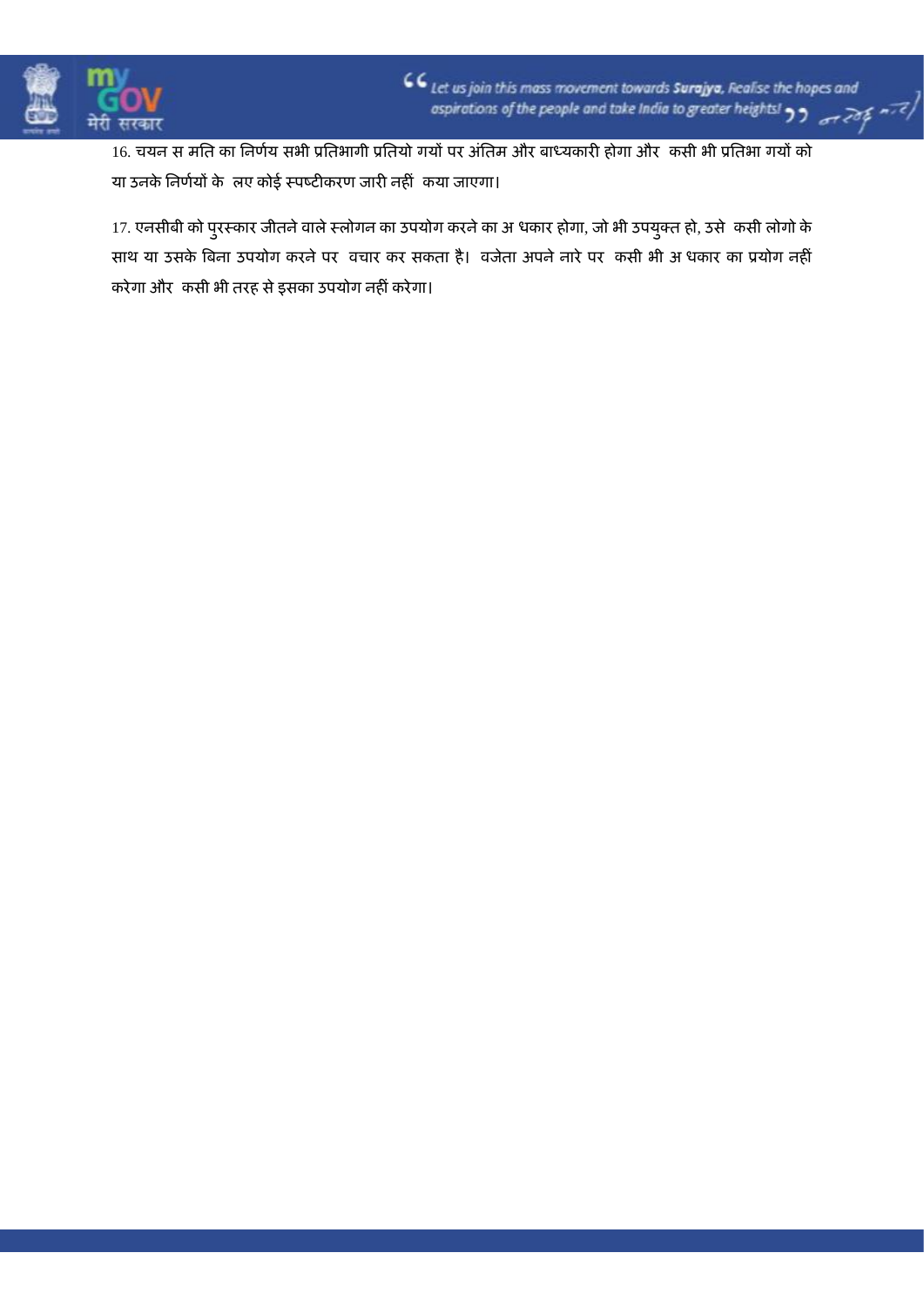16. चयन स मति का निर्णय सभी प्रतिभागी प्रतियो गयों पर अंतिम और बाध्यकारी होगा और कसी भी प्रतिभा गयों को या उनके निर्णयों के लए कोई स्पष्टीकरण जारी नहीं कया जाएगा।

17. एनसीबी को पुरस्कार जीतने वाले स्लोगन का उपयोग करने का अ धकार होगा, जो भी उपयुक्त हो, उसे कसी लोगो के साथ या उसके बिना उपयोग करने पर वचार कर सकता है। वजेता अपने नारे पर कसी भी अ धकार का प्रयोग नहीं करेगा और कसी भी तरह से इसका उपयोग नहीं करेगा।